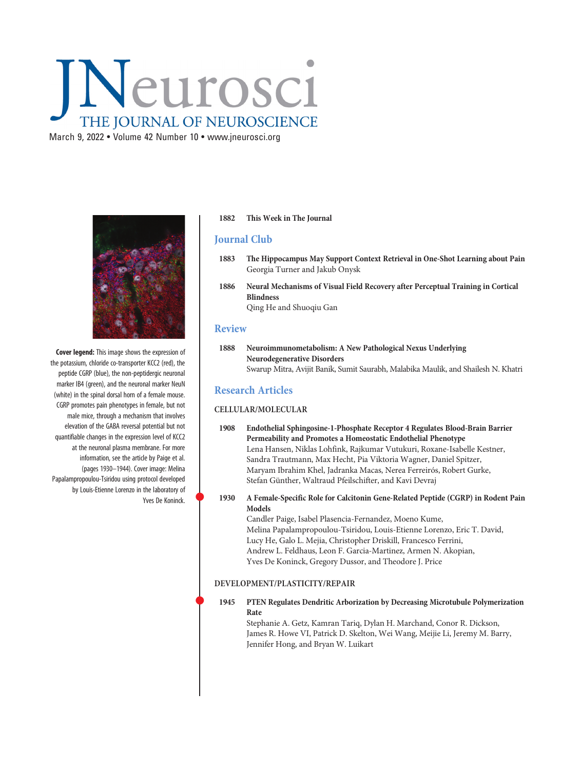# JNeurosci

## THE JOURNAL OF NEUROSCIENCE

March 9, 2022 • Volume 42 Number 10 • www.jneurosci.org

**Cover legend:** This image shows the expression of the potassium, chloride co-transporter KCC2 (red), the peptide CGRP (blue), the non-peptidergic neuronal marker IB4 (green), and the neuronal marker NeuN (white) in the spinal dorsal horn of a female mouse. CGRP promotes pain phenotypes in female, but not male mice, through a mechanism that involves elevation of the GABA reversal potential but not quantifiable changes in the expression level of KCC2 at the neuronal plasma membrane. For more information, see the article by Paige et al. (pages 1930–1944). Cover image: Melina Papalampropoulou-Tsiridou using protocol developed by Louis-Etienne Lorenzo in the laboratory of Yves De Koninck.

**1882 This Week in The Journal**

## Journal Club

**1883 The Hippocampus May Support Context Retrieval in One-Shot Learning about Pain**
Georgia Turner and Jakub Onysk

**1886 Neural Mechanisms of Visual Field Recovery after Perceptual Training in Cortical Blindness**
Qing He and Shuoqiu Gan

## Review

**1888 Neuroimmunometabolism: A New Pathological Nexus Underlying Neurodegenerative Disorders**
Swarup Mitra, Avijit Banik, Sumit Saurabh, Malabika Maulik, and Shailesh N. Khatri

## Research Articles

### CELLULAR/MOLECULAR

**1908 Endothelial Sphingosine-1-Phosphate Receptor 4 Regulates Blood-Brain Barrier Permeability and Promotes a Homeostatic Endothelial Phenotype**
Lena Hansen, Niklas Lohfink, Rajkumar Vutukuri, Roxane-Isabelle Kestner, Sandra Trautmann, Max Hecht, Pia Viktoria Wagner, Daniel Spitzer, Maryam Ibrahim Khel, Jadranka Macas, Nerea Ferreirós, Robert Gurke, Stefan Günther, Waltraud Pfeilschifter, and Kavi Devraj

**1930 A Female-Specific Role for Calcitonin Gene-Related Peptide (CGRP) in Rodent Pain Models**
Candler Paige, Isabel Plasencia-Fernandez, Moeno Kume, Melina Papalampropoulou-Tsiridou, Louis-Etienne Lorenzo, Eric T. David, Lucy He, Galo L. Mejia, Christopher Driskill, Francesco Ferrini, Andrew L. Feldhaus, Leon F. Garcia-Martinez, Armen N. Akopian, Yves De Koninck, Gregory Dussor, and Theodore J. Price

### DEVELOPMENT/PLASTICITY/REPAIR

**1945 PTEN Regulates Dendritic Arborization by Decreasing Microtubule Polymerization Rate**
Stephanie A. Getz, Kamran Tariq, Dylan H. Marchand, Conor R. Dickson, James R. Howe VI, Patrick D. Skelton, Wei Wang, Meijie Li, Jeremy M. Barry, Jennifer Hong, and Bryan W. Luikart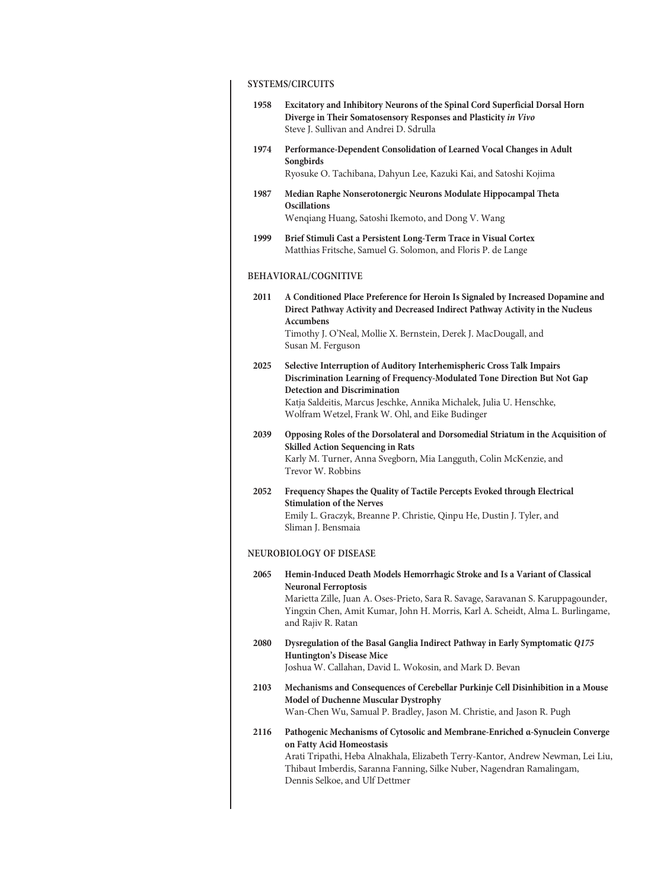## SYSTEMS/CIRCUITS

**1958** **Excitatory and Inhibitory Neurons of the Spinal Cord Superficial Dorsal Horn Diverge in Their Somatosensory Responses and Plasticity *in Vivo***
Steve J. Sullivan and Andrei D. Sdrulla

**1974** **Performance-Dependent Consolidation of Learned Vocal Changes in Adult Songbirds**
Ryosuke O. Tachibana, Dahyun Lee, Kazuki Kai, and Satoshi Kojima

**1987** **Median Raphe Nonserotonergic Neurons Modulate Hippocampal Theta Oscillations**
Wenqiang Huang, Satoshi Ikemoto, and Dong V. Wang

**1999** **Brief Stimuli Cast a Persistent Long-Term Trace in Visual Cortex**
Matthias Fritsche, Samuel G. Solomon, and Floris P. de Lange

## BEHAVIORAL/COGNITIVE

**2011** **A Conditioned Place Preference for Heroin Is Signaled by Increased Dopamine and Direct Pathway Activity and Decreased Indirect Pathway Activity in the Nucleus Accumbens**
Timothy J. O'Neal, Mollie X. Bernstein, Derek J. MacDougall, and Susan M. Ferguson

**2025** **Selective Interruption of Auditory Interhemispheric Cross Talk Impairs Discrimination Learning of Frequency-Modulated Tone Direction But Not Gap Detection and Discrimination**
Katja Saldeitis, Marcus Jeschke, Annika Michalek, Julia U. Henschke, Wolfram Wetzel, Frank W. Ohl, and Eike Budinger

**2039** **Opposing Roles of the Dorsolateral and Dorsomedial Striatum in the Acquisition of Skilled Action Sequencing in Rats**
Karly M. Turner, Anna Svegborn, Mia Langguth, Colin McKenzie, and Trevor W. Robbins

**2052** **Frequency Shapes the Quality of Tactile Percepts Evoked through Electrical Stimulation of the Nerves**
Emily L. Graczyk, Breanne P. Christie, Qinpu He, Dustin J. Tyler, and Sliman J. Bensmaia

## NEUROBIOLOGY OF DISEASE

**2065** **Hemin-Induced Death Models Hemorrhagic Stroke and Is a Variant of Classical Neuronal Ferroptosis**
Marietta Zille, Juan A. Oses-Prieto, Sara R. Savage, Saravanan S. Karuppagounder, Yingxin Chen, Amit Kumar, John H. Morris, Karl A. Scheidt, Alma L. Burlingame, and Rajiv R. Ratan

**2080** **Dysregulation of the Basal Ganglia Indirect Pathway in Early Symptomatic *Q175* Huntington's Disease Mice**
Joshua W. Callahan, David L. Wokosin, and Mark D. Bevan

**2103** **Mechanisms and Consequences of Cerebellar Purkinje Cell Disinhibition in a Mouse Model of Duchenne Muscular Dystrophy**
Wan-Chen Wu, Samual P. Bradley, Jason M. Christie, and Jason R. Pugh

**2116** **Pathogenic Mechanisms of Cytosolic and Membrane-Enriched α-Synuclein Converge on Fatty Acid Homeostasis**
Arati Tripathi, Heba Alnakhala, Elizabeth Terry-Kantor, Andrew Newman, Lei Liu, Thibaut Imberdis, Saranna Fanning, Silke Nuber, Nagendran Ramalingam, Dennis Selkoe, and Ulf Dettmer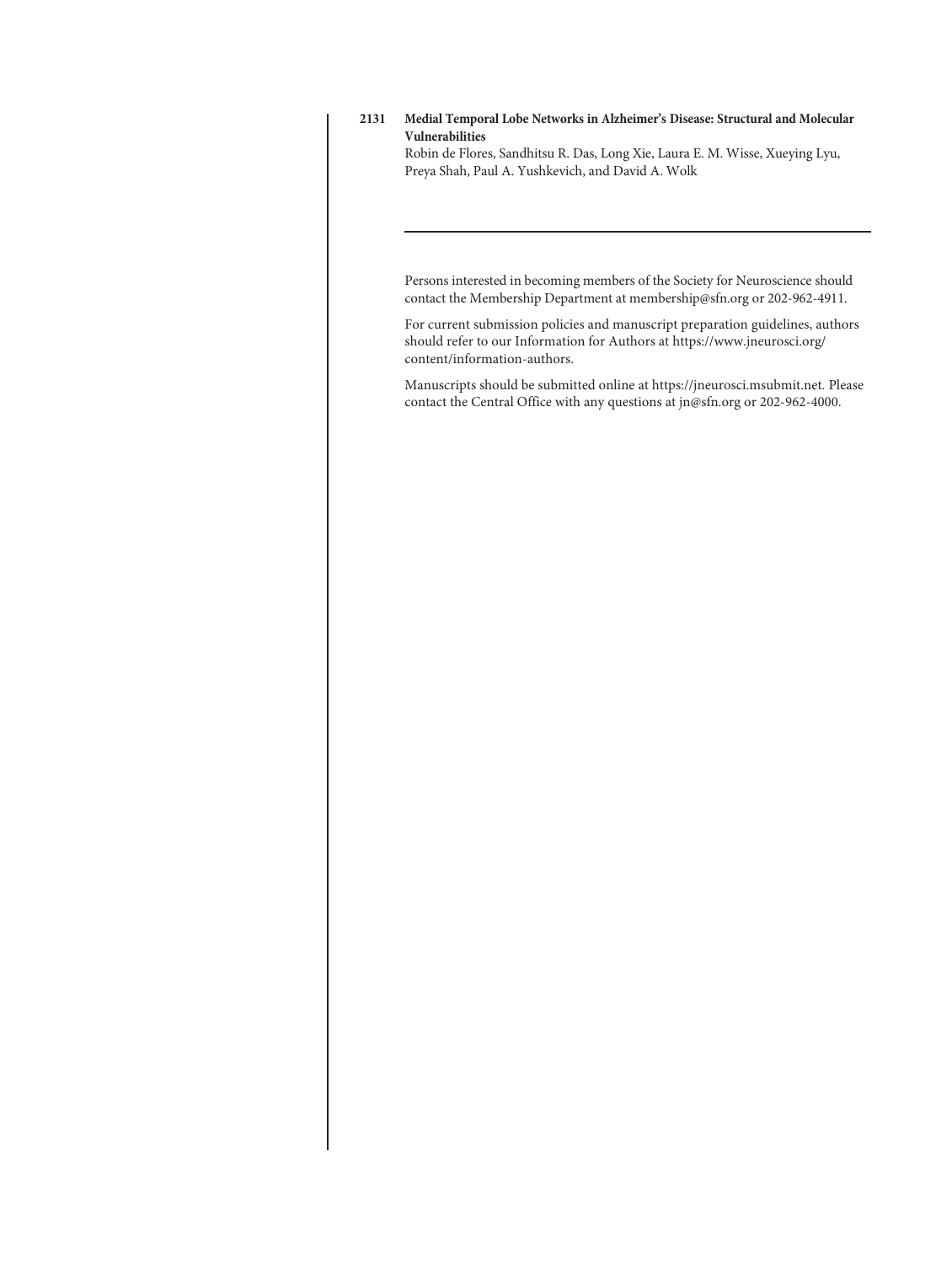**2131 Medial Temporal Lobe Networks in Alzheimer's Disease: Structural and Molecular Vulnerabilities**
Robin de Flores, Sandhitsu R. Das, Long Xie, Laura E. M. Wisse, Xueying Lyu, Preya Shah, Paul A. Yushkevich, and David A. Wolk

---

Persons interested in becoming members of the Society for Neuroscience should contact the Membership Department at membership@sfn.org or 202-962-4911.

For current submission policies and manuscript preparation guidelines, authors should refer to our Information for Authors at https://www.jneurosci.org/content/information-authors.

Manuscripts should be submitted online at https://jneurosci.msubmit.net. Please contact the Central Office with any questions at jn@sfn.org or 202-962-4000.